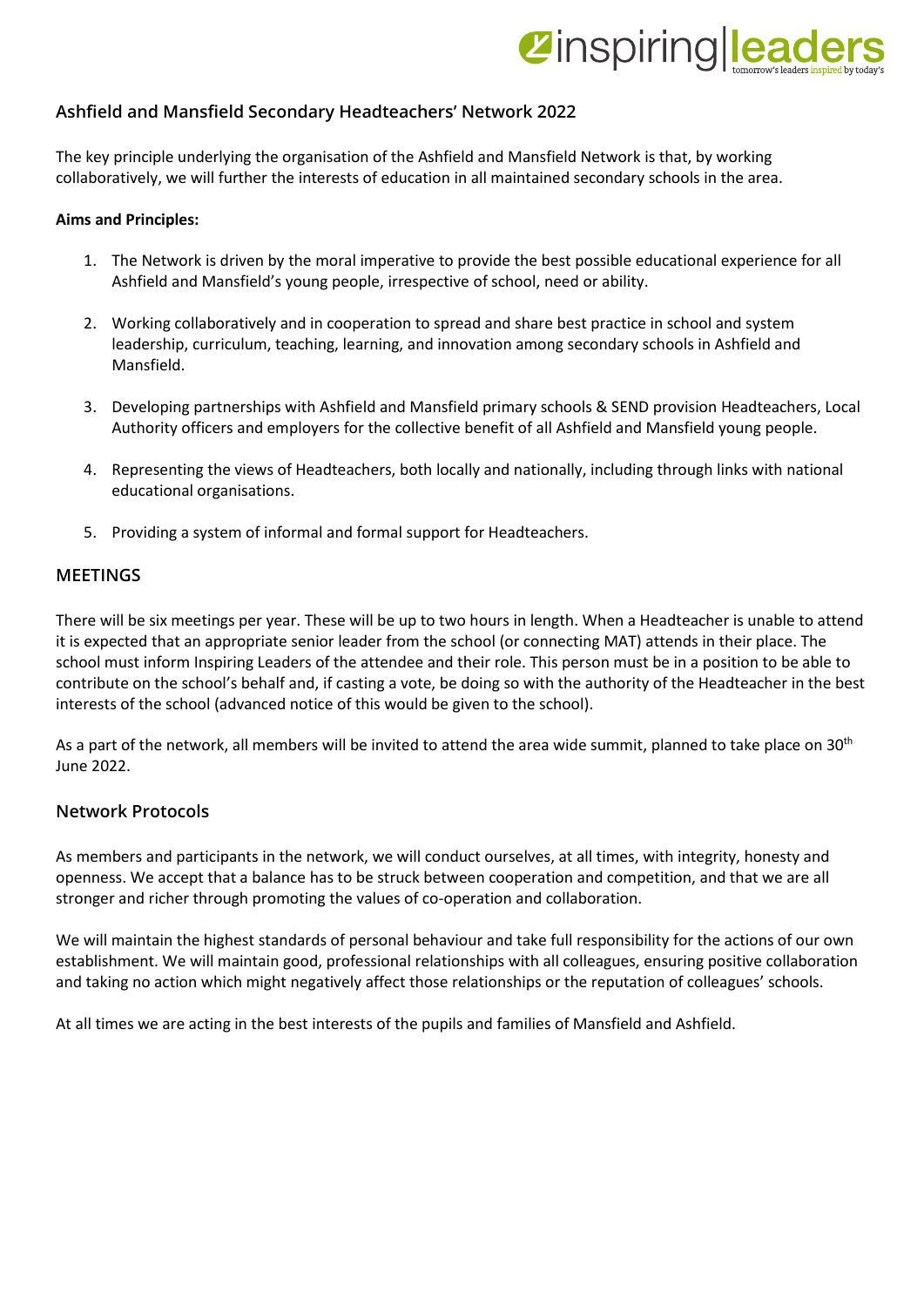## Ashfield and Mansfield Secondary Headteachers' Network 2022

The key principle underlying the organisation of the Ashfield and Mansfield Network is that, by working collaboratively, we will further the interests of education in all maintained secondary schools in the area.

**Aims and Principles:**

1. The Network is driven by the moral imperative to provide the best possible educational experience for all Ashfield and Mansfield's young people, irrespective of school, need or ability.

2. Working collaboratively and in cooperation to spread and share best practice in school and system leadership, curriculum, teaching, learning, and innovation among secondary schools in Ashfield and Mansfield.

3. Developing partnerships with Ashfield and Mansfield primary schools & SEND provision Headteachers, Local Authority officers and employers for the collective benefit of all Ashfield and Mansfield young people.

4. Representing the views of Headteachers, both locally and nationally, including through links with national educational organisations.

5. Providing a system of informal and formal support for Headteachers.

## MEETINGS

There will be six meetings per year. These will be up to two hours in length. When a Headteacher is unable to attend it is expected that an appropriate senior leader from the school (or connecting MAT) attends in their place. The school must inform Inspiring Leaders of the attendee and their role. This person must be in a position to be able to contribute on the school's behalf and, if casting a vote, be doing so with the authority of the Headteacher in the best interests of the school (advanced notice of this would be given to the school).

As a part of the network, all members will be invited to attend the area wide summit, planned to take place on 30th June 2022.

## Network Protocols

As members and participants in the network, we will conduct ourselves, at all times, with integrity, honesty and openness. We accept that a balance has to be struck between cooperation and competition, and that we are all stronger and richer through promoting the values of co-operation and collaboration.

We will maintain the highest standards of personal behaviour and take full responsibility for the actions of our own establishment. We will maintain good, professional relationships with all colleagues, ensuring positive collaboration and taking no action which might negatively affect those relationships or the reputation of colleagues' schools.

At all times we are acting in the best interests of the pupils and families of Mansfield and Ashfield.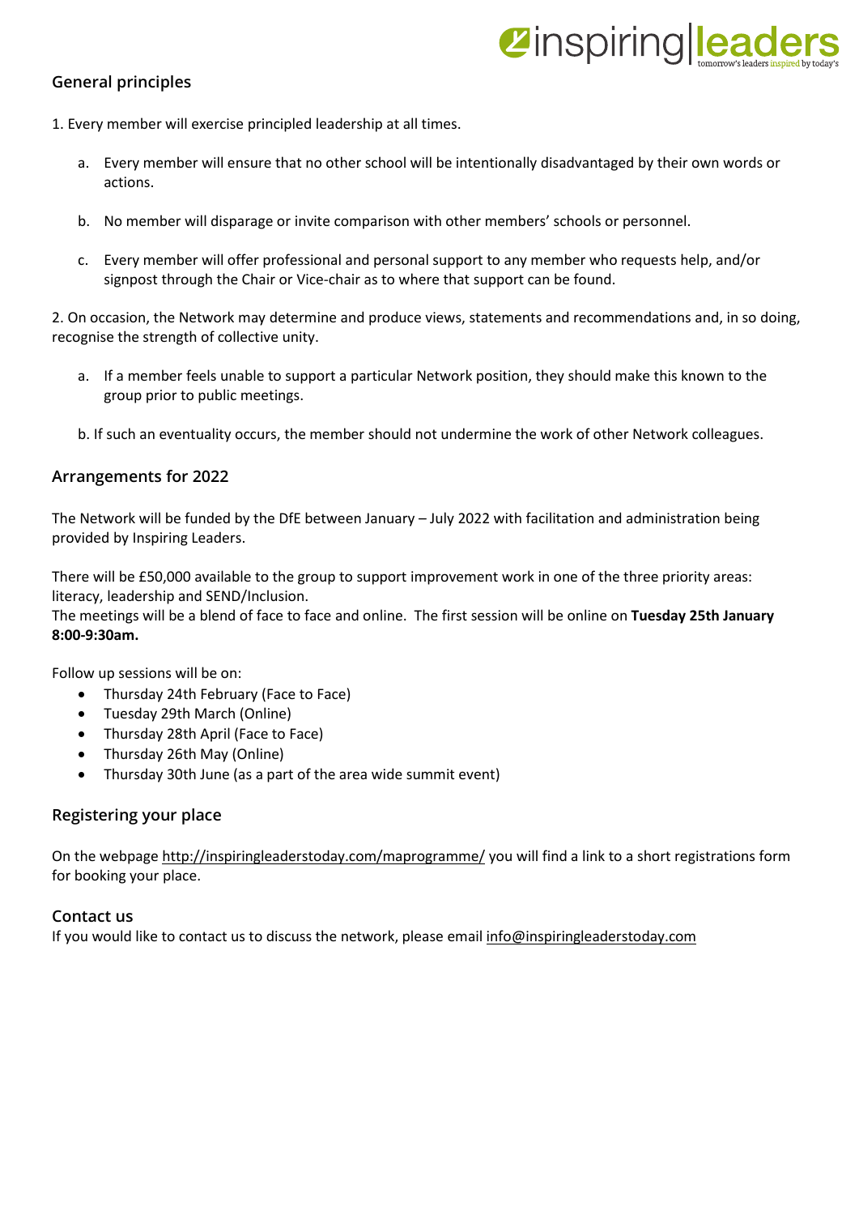## General principles

1. Every member will exercise principled leadership at all times.

    a. Every member will ensure that no other school will be intentionally disadvantaged by their own words or actions.

    b. No member will disparage or invite comparison with other members' schools or personnel.

    c. Every member will offer professional and personal support to any member who requests help, and/or signpost through the Chair or Vice-chair as to where that support can be found.

2. On occasion, the Network may determine and produce views, statements and recommendations and, in so doing, recognise the strength of collective unity.

    a. If a member feels unable to support a particular Network position, they should make this known to the group prior to public meetings.

    b. If such an eventuality occurs, the member should not undermine the work of other Network colleagues.

## Arrangements for 2022

The Network will be funded by the DfE between January – July 2022 with facilitation and administration being provided by Inspiring Leaders.

There will be £50,000 available to the group to support improvement work in one of the three priority areas: literacy, leadership and SEND/Inclusion.
The meetings will be a blend of face to face and online. The first session will be online on **Tuesday 25th January 8:00-9:30am.**

Follow up sessions will be on:

- Thursday 24th February (Face to Face)
- Tuesday 29th March (Online)
- Thursday 28th April (Face to Face)
- Thursday 26th May (Online)
- Thursday 30th June (as a part of the area wide summit event)

## Registering your place

On the webpage http://inspiringleaderstoday.com/maprogramme/ you will find a link to a short registrations form for booking your place.

## Contact us

If you would like to contact us to discuss the network, please email info@inspiringleaderstoday.com